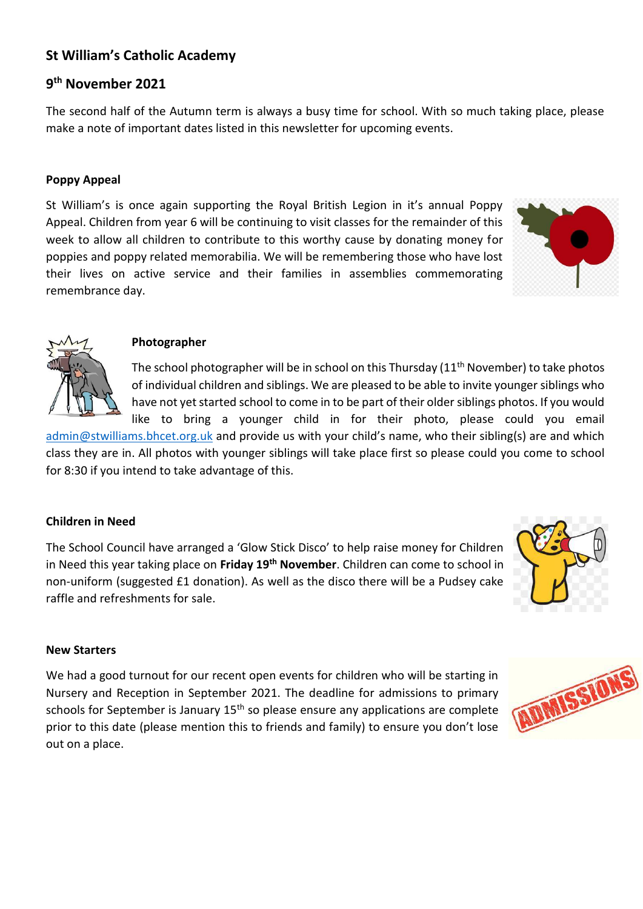## St William's Catholic Academy

## 9th November 2021

The second half of the Autumn term is always a busy time for school. With so much taking place, please make a note of important dates listed in this newsletter for upcoming events.

### Poppy Appeal

St William's is once again supporting the Royal British Legion in it's annual Poppy Appeal. Children from year 6 will be continuing to visit classes for the remainder of this week to allow all children to contribute to this worthy cause by donating money for poppies and poppy related memorabilia. We will be remembering those who have lost their lives on active service and their families in assemblies commemorating remembrance day.

### Photographer

The school photographer will be in school on this Thursday (11th November) to take photos of individual children and siblings. We are pleased to be able to invite younger siblings who have not yet started school to come in to be part of their older siblings photos. If you would like to bring a younger child in for their photo, please could you email admin@stwilliams.bhcet.org.uk and provide us with your child's name, who their sibling(s) are and which class they are in. All photos with younger siblings will take place first so please could you come to school for 8:30 if you intend to take advantage of this.

### Children in Need

The School Council have arranged a 'Glow Stick Disco' to help raise money for Children in Need this year taking place on **Friday 19th November**. Children can come to school in non-uniform (suggested £1 donation). As well as the disco there will be a Pudsey cake raffle and refreshments for sale.

### New Starters

We had a good turnout for our recent open events for children who will be starting in Nursery and Reception in September 2021. The deadline for admissions to primary schools for September is January 15th so please ensure any applications are complete prior to this date (please mention this to friends and family) to ensure you don't lose out on a place.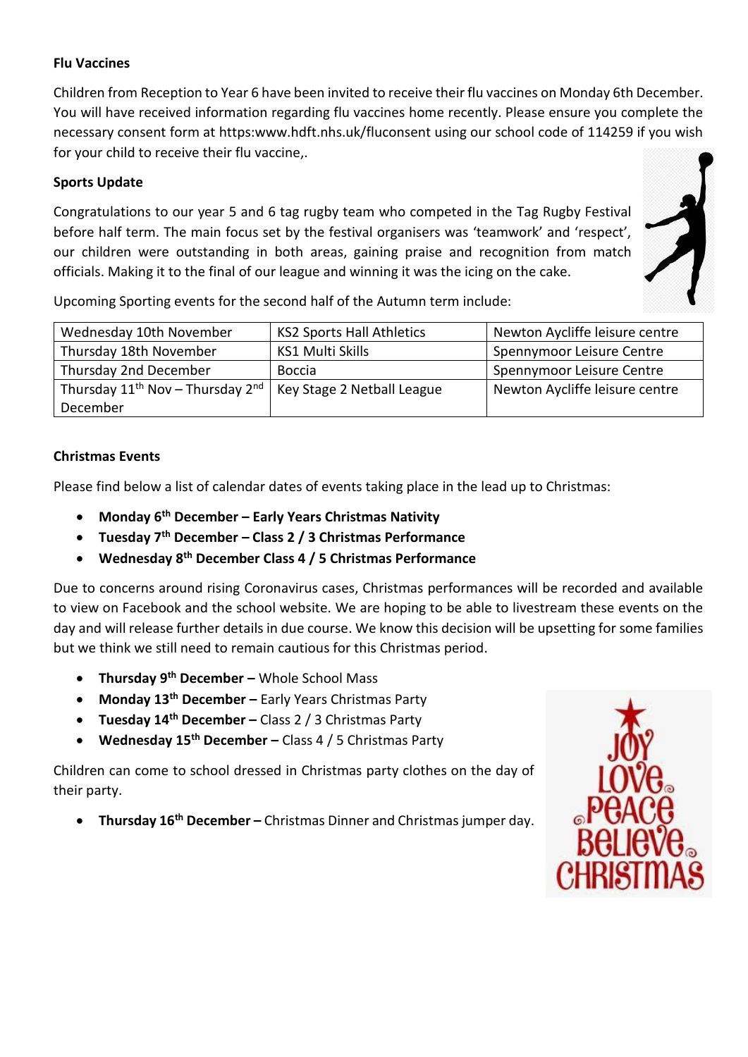### Flu Vaccines

Children from Reception to Year 6 have been invited to receive their flu vaccines on Monday 6th December. You will have received information regarding flu vaccines home recently. Please ensure you complete the necessary consent form at https:www.hdft.nhs.uk/fluconsent using our school code of 114259 if you wish for your child to receive their flu vaccine,.

### Sports Update

Congratulations to our year 5 and 6 tag rugby team who competed in the Tag Rugby Festival before half term. The main focus set by the festival organisers was 'teamwork' and 'respect', our children were outstanding in both areas, gaining praise and recognition from match officials. Making it to the final of our league and winning it was the icing on the cake.

Upcoming Sporting events for the second half of the Autumn term include:

| | | |
|---|---|---|
| Wednesday 10th November | KS2 Sports Hall Athletics | Newton Aycliffe leisure centre |
| Thursday 18th November | KS1 Multi Skills | Spennymoor Leisure Centre |
| Thursday 2nd December | Boccia | Spennymoor Leisure Centre |
| Thursday 11th Nov – Thursday 2nd December | Key Stage 2 Netball League | Newton Aycliffe leisure centre |

### Christmas Events

Please find below a list of calendar dates of events taking place in the lead up to Christmas:

- **Monday 6th December – Early Years Christmas Nativity**
- **Tuesday 7th December – Class 2 / 3 Christmas Performance**
- **Wednesday 8th December Class 4 / 5 Christmas Performance**

Due to concerns around rising Coronavirus cases, Christmas performances will be recorded and available to view on Facebook and the school website. We are hoping to be able to livestream these events on the day and will release further details in due course. We know this decision will be upsetting for some families but we think we still need to remain cautious for this Christmas period.

- **Thursday 9th December –** Whole School Mass
- **Monday 13th December –** Early Years Christmas Party
- **Tuesday 14th December –** Class 2 / 3 Christmas Party
- **Wednesday 15th December –** Class 4 / 5 Christmas Party

Children can come to school dressed in Christmas party clothes on the day of their party.

- **Thursday 16th December –** Christmas Dinner and Christmas jumper day.